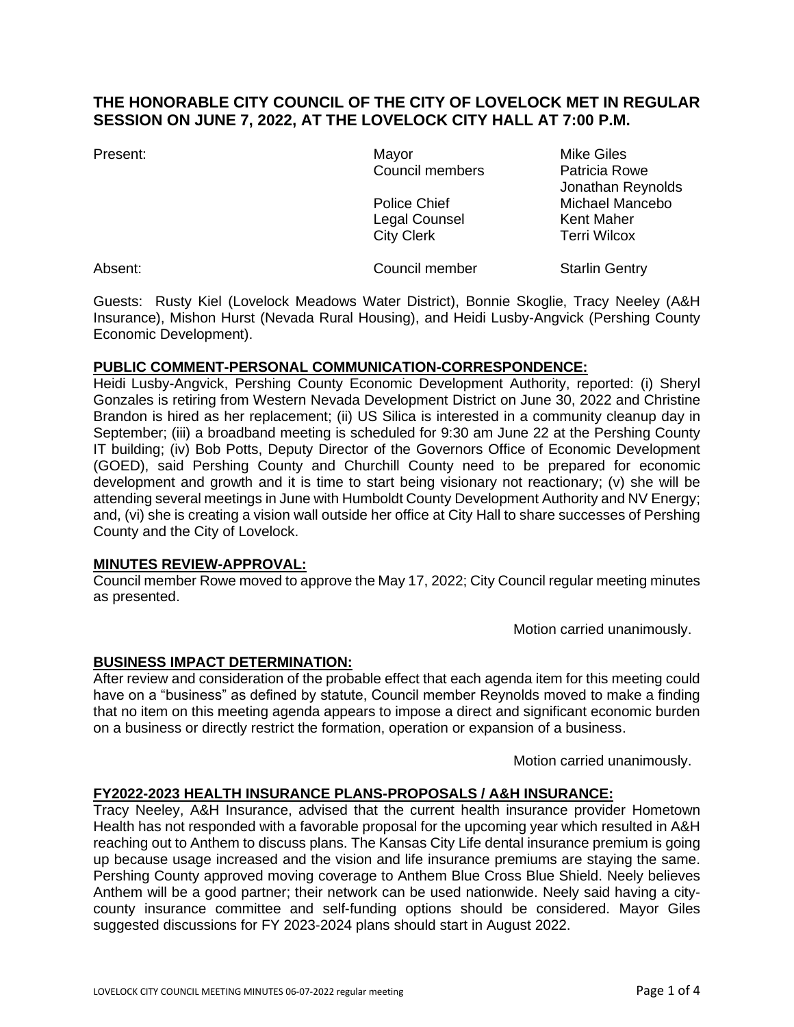# THE HONORABLE CITY COUNCIL OF THE CITY OF LOVELOCK MET IN REGULAR SESSION ON JUNE 7, 2022, AT THE LOVELOCK CITY HALL AT 7:00 P.M.

| | | |
|---|---|---|
| Present: | Mayor | Mike Giles |
| | Council members | Patricia Rowe |
| | | Jonathan Reynolds |
| | Police Chief | Michael Mancebo |
| | Legal Counsel | Kent Maher |
| | City Clerk | Terri Wilcox |
| Absent: | Council member | Starlin Gentry |

Guests: Rusty Kiel (Lovelock Meadows Water District), Bonnie Skoglie, Tracy Neeley (A&H Insurance), Mishon Hurst (Nevada Rural Housing), and Heidi Lusby-Angvick (Pershing County Economic Development).

**PUBLIC COMMENT-PERSONAL COMMUNICATION-CORRESPONDENCE:**

Heidi Lusby-Angvick, Pershing County Economic Development Authority, reported: (i) Sheryl Gonzales is retiring from Western Nevada Development District on June 30, 2022 and Christine Brandon is hired as her replacement; (ii) US Silica is interested in a community cleanup day in September; (iii) a broadband meeting is scheduled for 9:30 am June 22 at the Pershing County IT building; (iv) Bob Potts, Deputy Director of the Governors Office of Economic Development (GOED), said Pershing County and Churchill County need to be prepared for economic development and growth and it is time to start being visionary not reactionary; (v) she will be attending several meetings in June with Humboldt County Development Authority and NV Energy; and, (vi) she is creating a vision wall outside her office at City Hall to share successes of Pershing County and the City of Lovelock.

**MINUTES REVIEW-APPROVAL:**

Council member Rowe moved to approve the May 17, 2022; City Council regular meeting minutes as presented.

Motion carried unanimously.

**BUSINESS IMPACT DETERMINATION:**

After review and consideration of the probable effect that each agenda item for this meeting could have on a "business" as defined by statute, Council member Reynolds moved to make a finding that no item on this meeting agenda appears to impose a direct and significant economic burden on a business or directly restrict the formation, operation or expansion of a business.

Motion carried unanimously.

**FY2022-2023 HEALTH INSURANCE PLANS-PROPOSALS / A&H INSURANCE:**

Tracy Neeley, A&H Insurance, advised that the current health insurance provider Hometown Health has not responded with a favorable proposal for the upcoming year which resulted in A&H reaching out to Anthem to discuss plans. The Kansas City Life dental insurance premium is going up because usage increased and the vision and life insurance premiums are staying the same. Pershing County approved moving coverage to Anthem Blue Cross Blue Shield. Neely believes Anthem will be a good partner; their network can be used nationwide. Neely said having a city-county insurance committee and self-funding options should be considered. Mayor Giles suggested discussions for FY 2023-2024 plans should start in August 2022.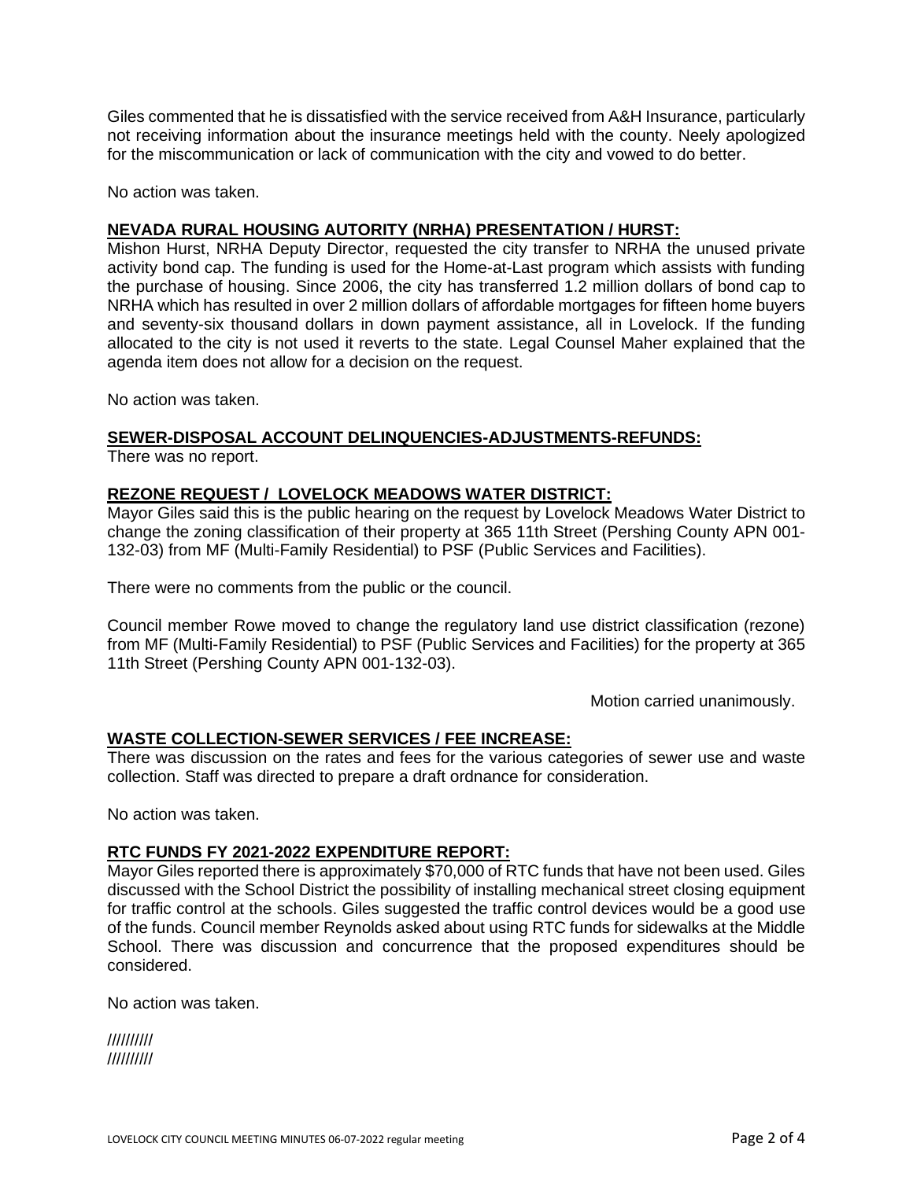Giles commented that he is dissatisfied with the service received from A&H Insurance, particularly not receiving information about the insurance meetings held with the county. Neely apologized for the miscommunication or lack of communication with the city and vowed to do better.

No action was taken.

**NEVADA RURAL HOUSING AUTORITY (NRHA) PRESENTATION / HURST:**

Mishon Hurst, NRHA Deputy Director, requested the city transfer to NRHA the unused private activity bond cap. The funding is used for the Home-at-Last program which assists with funding the purchase of housing. Since 2006, the city has transferred 1.2 million dollars of bond cap to NRHA which has resulted in over 2 million dollars of affordable mortgages for fifteen home buyers and seventy-six thousand dollars in down payment assistance, all in Lovelock. If the funding allocated to the city is not used it reverts to the state. Legal Counsel Maher explained that the agenda item does not allow for a decision on the request.

No action was taken.

**SEWER-DISPOSAL ACCOUNT DELINQUENCIES-ADJUSTMENTS-REFUNDS:**

There was no report.

**REZONE REQUEST / LOVELOCK MEADOWS WATER DISTRICT:**

Mayor Giles said this is the public hearing on the request by Lovelock Meadows Water District to change the zoning classification of their property at 365 11th Street (Pershing County APN 001-132-03) from MF (Multi-Family Residential) to PSF (Public Services and Facilities).

There were no comments from the public or the council.

Council member Rowe moved to change the regulatory land use district classification (rezone) from MF (Multi-Family Residential) to PSF (Public Services and Facilities) for the property at 365 11th Street (Pershing County APN 001-132-03).

Motion carried unanimously.

**WASTE COLLECTION-SEWER SERVICES / FEE INCREASE:**

There was discussion on the rates and fees for the various categories of sewer use and waste collection. Staff was directed to prepare a draft ordnance for consideration.

No action was taken.

**RTC FUNDS FY 2021-2022 EXPENDITURE REPORT:**

Mayor Giles reported there is approximately $70,000 of RTC funds that have not been used. Giles discussed with the School District the possibility of installing mechanical street closing equipment for traffic control at the schools. Giles suggested the traffic control devices would be a good use of the funds. Council member Reynolds asked about using RTC funds for sidewalks at the Middle School. There was discussion and concurrence that the proposed expenditures should be considered.

No action was taken.

//////////
//////////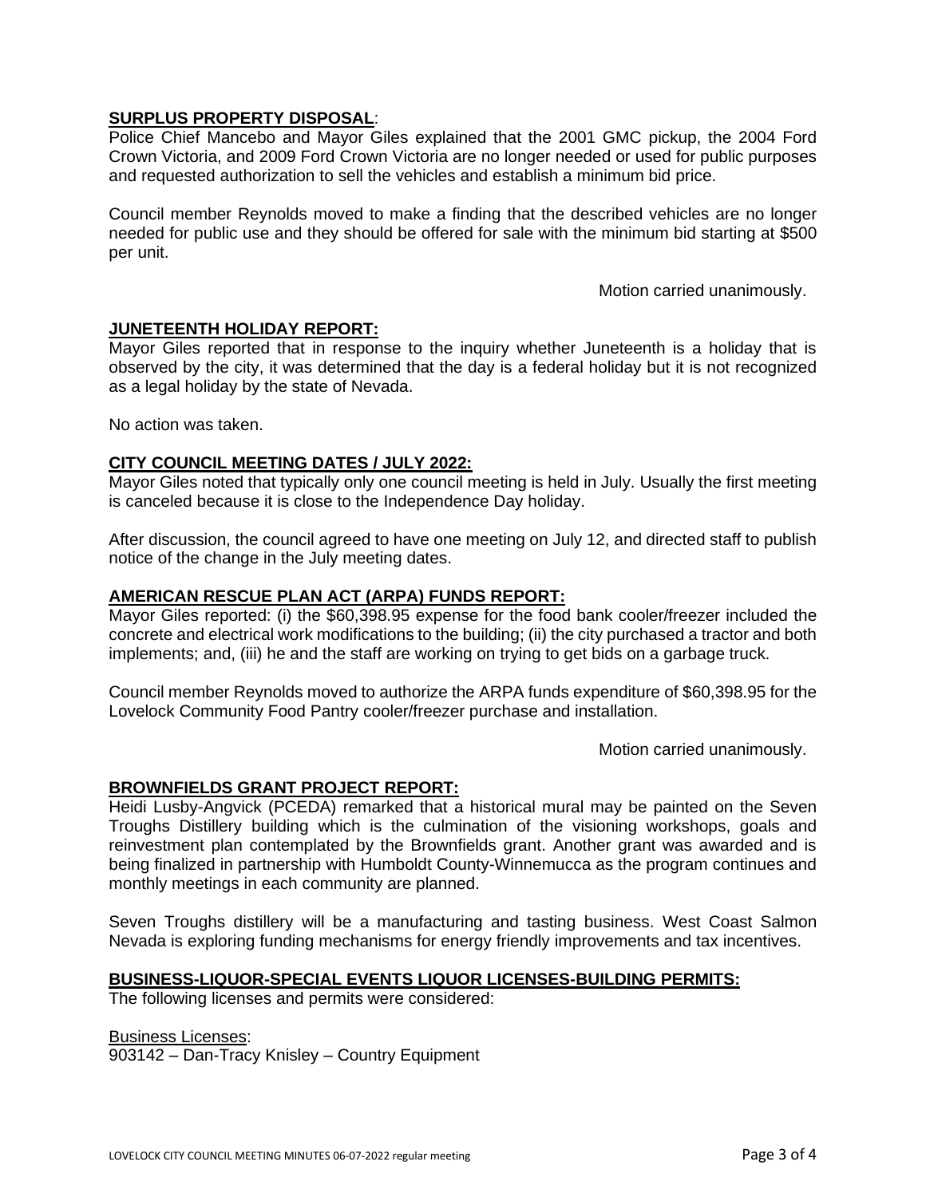**SURPLUS PROPERTY DISPOSAL**:

Police Chief Mancebo and Mayor Giles explained that the 2001 GMC pickup, the 2004 Ford Crown Victoria, and 2009 Ford Crown Victoria are no longer needed or used for public purposes and requested authorization to sell the vehicles and establish a minimum bid price.

Council member Reynolds moved to make a finding that the described vehicles are no longer needed for public use and they should be offered for sale with the minimum bid starting at $500 per unit.

Motion carried unanimously.

**JUNETEENTH HOLIDAY REPORT:**

Mayor Giles reported that in response to the inquiry whether Juneteenth is a holiday that is observed by the city, it was determined that the day is a federal holiday but it is not recognized as a legal holiday by the state of Nevada.

No action was taken.

**CITY COUNCIL MEETING DATES / JULY 2022:**

Mayor Giles noted that typically only one council meeting is held in July. Usually the first meeting is canceled because it is close to the Independence Day holiday.

After discussion, the council agreed to have one meeting on July 12, and directed staff to publish notice of the change in the July meeting dates.

**AMERICAN RESCUE PLAN ACT (ARPA) FUNDS REPORT:**

Mayor Giles reported: (i) the $60,398.95 expense for the food bank cooler/freezer included the concrete and electrical work modifications to the building; (ii) the city purchased a tractor and both implements; and, (iii) he and the staff are working on trying to get bids on a garbage truck.

Council member Reynolds moved to authorize the ARPA funds expenditure of $60,398.95 for the Lovelock Community Food Pantry cooler/freezer purchase and installation.

Motion carried unanimously.

**BROWNFIELDS GRANT PROJECT REPORT:**

Heidi Lusby-Angvick (PCEDA) remarked that a historical mural may be painted on the Seven Troughs Distillery building which is the culmination of the visioning workshops, goals and reinvestment plan contemplated by the Brownfields grant. Another grant was awarded and is being finalized in partnership with Humboldt County-Winnemucca as the program continues and monthly meetings in each community are planned.

Seven Troughs distillery will be a manufacturing and tasting business. West Coast Salmon Nevada is exploring funding mechanisms for energy friendly improvements and tax incentives.

**BUSINESS-LIQUOR-SPECIAL EVENTS LIQUOR LICENSES-BUILDING PERMITS:**

The following licenses and permits were considered:

Business Licenses:

903142 – Dan-Tracy Knisley – Country Equipment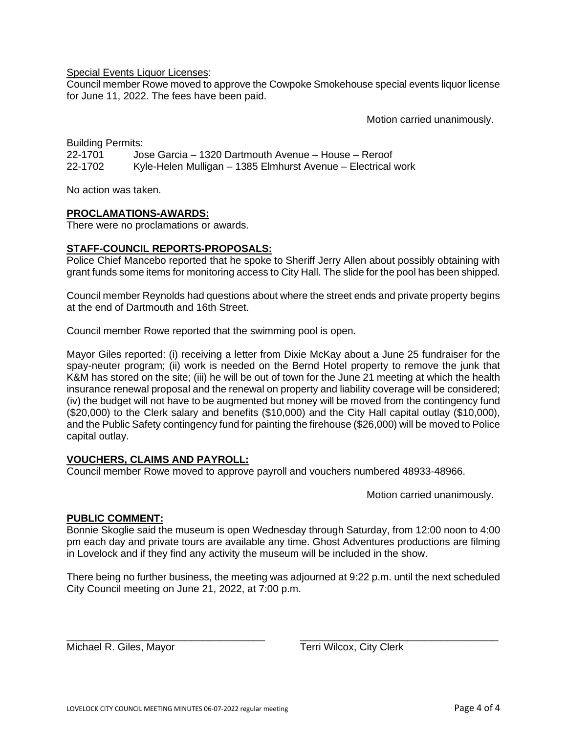Special Events Liquor Licenses:
Council member Rowe moved to approve the Cowpoke Smokehouse special events liquor license for June 11, 2022. The fees have been paid.

Motion carried unanimously.

Building Permits:

| | |
|---|---|
| 22-1701 | Jose Garcia – 1320 Dartmouth Avenue – House – Reroof |
| 22-1702 | Kyle-Helen Mulligan – 1385 Elmhurst Avenue – Electrical work |

No action was taken.

**PROCLAMATIONS-AWARDS:**
There were no proclamations or awards.

**STAFF-COUNCIL REPORTS-PROPOSALS:**
Police Chief Mancebo reported that he spoke to Sheriff Jerry Allen about possibly obtaining with grant funds some items for monitoring access to City Hall. The slide for the pool has been shipped.

Council member Reynolds had questions about where the street ends and private property begins at the end of Dartmouth and 16th Street.

Council member Rowe reported that the swimming pool is open.

Mayor Giles reported: (i) receiving a letter from Dixie McKay about a June 25 fundraiser for the spay-neuter program; (ii) work is needed on the Bernd Hotel property to remove the junk that K&M has stored on the site; (iii) he will be out of town for the June 21 meeting at which the health insurance renewal proposal and the renewal on property and liability coverage will be considered; (iv) the budget will not have to be augmented but money will be moved from the contingency fund ($20,000) to the Clerk salary and benefits ($10,000) and the City Hall capital outlay ($10,000), and the Public Safety contingency fund for painting the firehouse ($26,000) will be moved to Police capital outlay.

**VOUCHERS, CLAIMS AND PAYROLL:**
Council member Rowe moved to approve payroll and vouchers numbered 48933-48966.

Motion carried unanimously.

**PUBLIC COMMENT:**
Bonnie Skoglie said the museum is open Wednesday through Saturday, from 12:00 noon to 4:00 pm each day and private tours are available any time. Ghost Adventures productions are filming in Lovelock and if they find any activity the museum will be included in the show.

There being no further business, the meeting was adjourned at 9:22 p.m. until the next scheduled City Council meeting on June 21, 2022, at 7:00 p.m.

\_\_\_\_\_\_\_\_\_\_\_\_\_\_\_\_\_\_\_\_\_\_\_\_\_\_\_\_\_\_\_\_
Michael R. Giles, Mayor

\_\_\_\_\_\_\_\_\_\_\_\_\_\_\_\_\_\_\_\_\_\_\_\_\_\_\_\_\_\_\_\_
Terri Wilcox, City Clerk